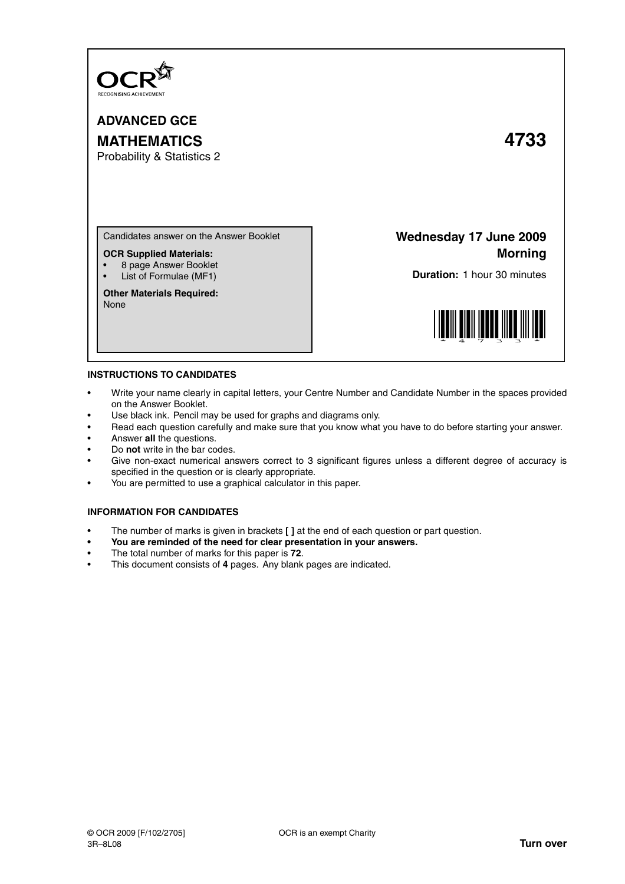OCR
RECOGNISING ACHIEVEMENT

# ADVANCED GCE

# MATHEMATICS 4733

Probability & Statistics 2

Candidates answer on the Answer Booklet

**OCR Supplied Materials:**
- 8 page Answer Booklet
- List of Formulae (MF1)

**Other Materials Required:**
None

**Wednesday 17 June 2009**
**Morning**

**Duration:** 1 hour 30 minutes

## INSTRUCTIONS TO CANDIDATES

- Write your name clearly in capital letters, your Centre Number and Candidate Number in the spaces provided on the Answer Booklet.
- Use black ink. Pencil may be used for graphs and diagrams only.
- Read each question carefully and make sure that you know what you have to do before starting your answer.
- Answer **all** the questions.
- Do **not** write in the bar codes.
- Give non-exact numerical answers correct to 3 significant figures unless a different degree of accuracy is specified in the question or is clearly appropriate.
- You are permitted to use a graphical calculator in this paper.

## INFORMATION FOR CANDIDATES

- The number of marks is given in brackets **[ ]** at the end of each question or part question.
- **You are reminded of the need for clear presentation in your answers.**
- The total number of marks for this paper is **72**.
- This document consists of **4** pages. Any blank pages are indicated.

© OCR 2009 [F/102/2705]
3R–8L08

OCR is an exempt Charity

**Turn over**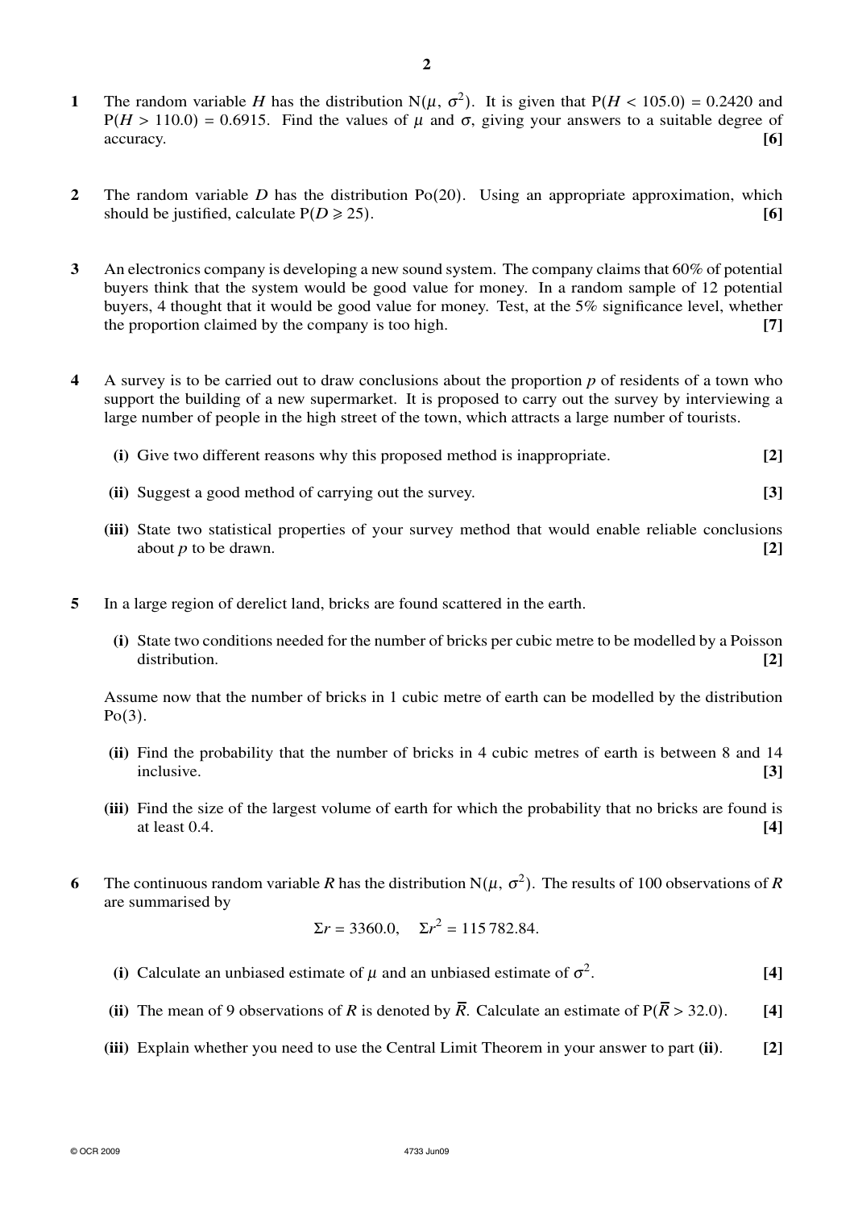**1** The random variable $H$ has the distribution $N(\mu, \sigma^2)$. It is given that $P(H < 105.0) = 0.2420$ and $P(H > 110.0) = 0.6915$. Find the values of $\mu$ and $\sigma$, giving your answers to a suitable degree of accuracy. **[6]**

**2** The random variable $D$ has the distribution $Po(20)$. Using an appropriate approximation, which should be justified, calculate $P(D \geqslant 25)$. **[6]**

**3** An electronics company is developing a new sound system. The company claims that 60% of potential buyers think that the system would be good value for money. In a random sample of 12 potential buyers, 4 thought that it would be good value for money. Test, at the 5% significance level, whether the proportion claimed by the company is too high. **[7]**

**4** A survey is to be carried out to draw conclusions about the proportion $p$ of residents of a town who support the building of a new supermarket. It is proposed to carry out the survey by interviewing a large number of people in the high street of the town, which attracts a large number of tourists.

**(i)** Give two different reasons why this proposed method is inappropriate. **[2]**

**(ii)** Suggest a good method of carrying out the survey. **[3]**

**(iii)** State two statistical properties of your survey method that would enable reliable conclusions about $p$ to be drawn. **[2]**

**5** In a large region of derelict land, bricks are found scattered in the earth.

**(i)** State two conditions needed for the number of bricks per cubic metre to be modelled by a Poisson distribution. **[2]**

Assume now that the number of bricks in 1 cubic metre of earth can be modelled by the distribution $Po(3)$.

**(ii)** Find the probability that the number of bricks in 4 cubic metres of earth is between 8 and 14 inclusive. **[3]**

**(iii)** Find the size of the largest volume of earth for which the probability that no bricks are found is at least 0.4. **[4]**

**6** The continuous random variable $R$ has the distribution $N(\mu, \sigma^2)$. The results of 100 observations of $R$ are summarised by

$$\Sigma r = 3360.0, \quad \Sigma r^2 = 115\,782.84.$$

**(i)** Calculate an unbiased estimate of $\mu$ and an unbiased estimate of $\sigma^2$. **[4]**

**(ii)** The mean of 9 observations of $R$ is denoted by $\overline{R}$. Calculate an estimate of $P(\overline{R} > 32.0)$. **[4]**

**(iii)** Explain whether you need to use the Central Limit Theorem in your answer to part **(ii)**. **[2]**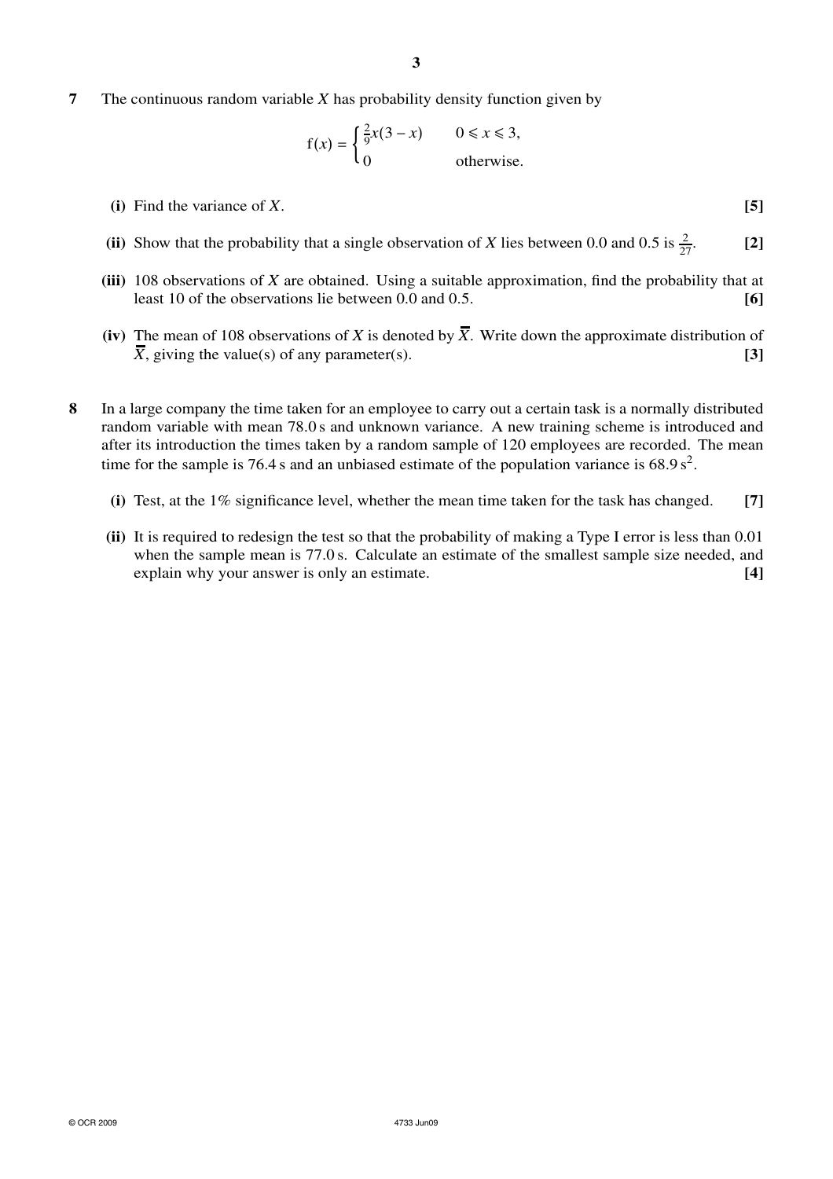**7** The continuous random variable $X$ has probability density function given by

$$f(x) = \begin{cases} \frac{2}{9}x(3-x) & 0 \leqslant x \leqslant 3, \\ 0 & \text{otherwise.} \end{cases}$$

**(i)** Find the variance of $X$. **[5]**

**(ii)** Show that the probability that a single observation of $X$ lies between 0.0 and 0.5 is $\frac{2}{27}$. **[2]**

**(iii)** 108 observations of $X$ are obtained. Using a suitable approximation, find the probability that at least 10 of the observations lie between 0.0 and 0.5. **[6]**

**(iv)** The mean of 108 observations of $X$ is denoted by $\overline{X}$. Write down the approximate distribution of $\overline{X}$, giving the value(s) of any parameter(s). **[3]**

**8** In a large company the time taken for an employee to carry out a certain task is a normally distributed random variable with mean 78.0 s and unknown variance. A new training scheme is introduced and after its introduction the times taken by a random sample of 120 employees are recorded. The mean time for the sample is 76.4 s and an unbiased estimate of the population variance is 68.9 $s^2$.

**(i)** Test, at the 1% significance level, whether the mean time taken for the task has changed. **[7]**

**(ii)** It is required to redesign the test so that the probability of making a Type I error is less than 0.01 when the sample mean is 77.0 s. Calculate an estimate of the smallest sample size needed, and explain why your answer is only an estimate. **[4]**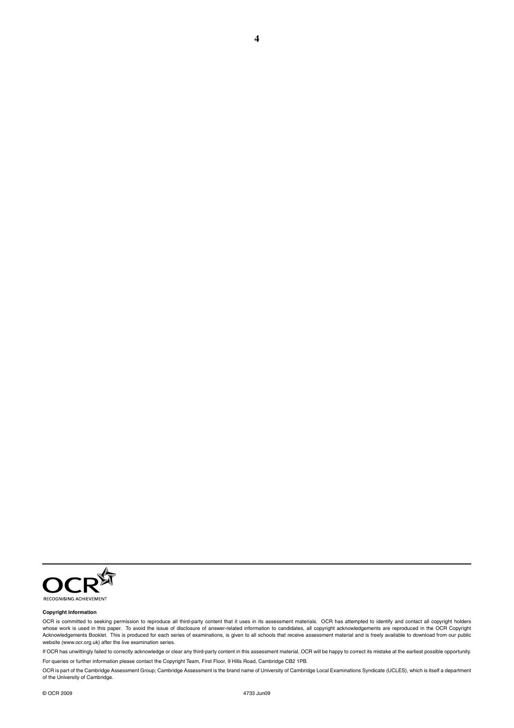RECOGNISING ACHIEVEMENT

**Copyright Information**

OCR is committed to seeking permission to reproduce all third-party content that it uses in its assessment materials. OCR has attempted to identify and contact all copyright holders whose work is used in this paper. To avoid the issue of disclosure of answer-related information to candidates, all copyright acknowledgements are reproduced in the OCR Copyright Acknowledgements Booklet. This is produced for each series of examinations, is given to all schools that receive assessment material and is freely available to download from our public website (www.ocr.org.uk) after the live examination series.

If OCR has unwittingly failed to correctly acknowledge or clear any third-party content in this assessment material, OCR will be happy to correct its mistake at the earliest possible opportunity.

For queries or further information please contact the Copyright Team, First Floor, 9 Hills Road, Cambridge CB2 1PB.

OCR is part of the Cambridge Assessment Group; Cambridge Assessment is the brand name of University of Cambridge Local Examinations Syndicate (UCLES), which is itself a department of the University of Cambridge.

© OCR 2009 4733 Jun09